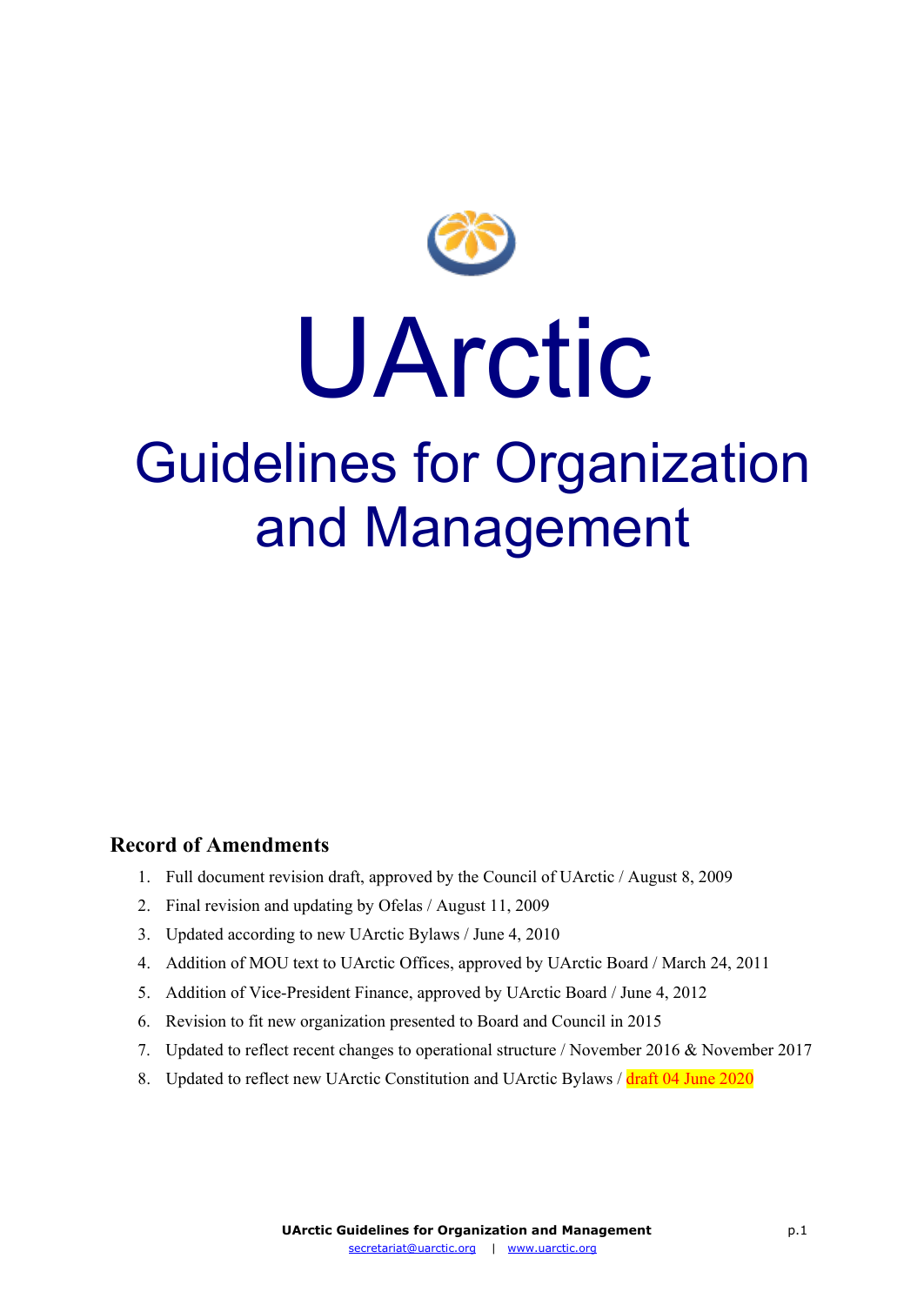# UArctic

## Guidelines for Organization and Management

### Record of Amendments

1. Full document revision draft, approved by the Council of UArctic / August 8, 2009
2. Final revision and updating by Ofelas / August 11, 2009
3. Updated according to new UArctic Bylaws / June 4, 2010
4. Addition of MOU text to UArctic Offices, approved by UArctic Board / March 24, 2011
5. Addition of Vice-President Finance, approved by UArctic Board / June 4, 2012
6. Revision to fit new organization presented to Board and Council in 2015
7. Updated to reflect recent changes to operational structure / November 2016 & November 2017
8. Updated to reflect new UArctic Constitution and UArctic Bylaws / draft 04 June 2020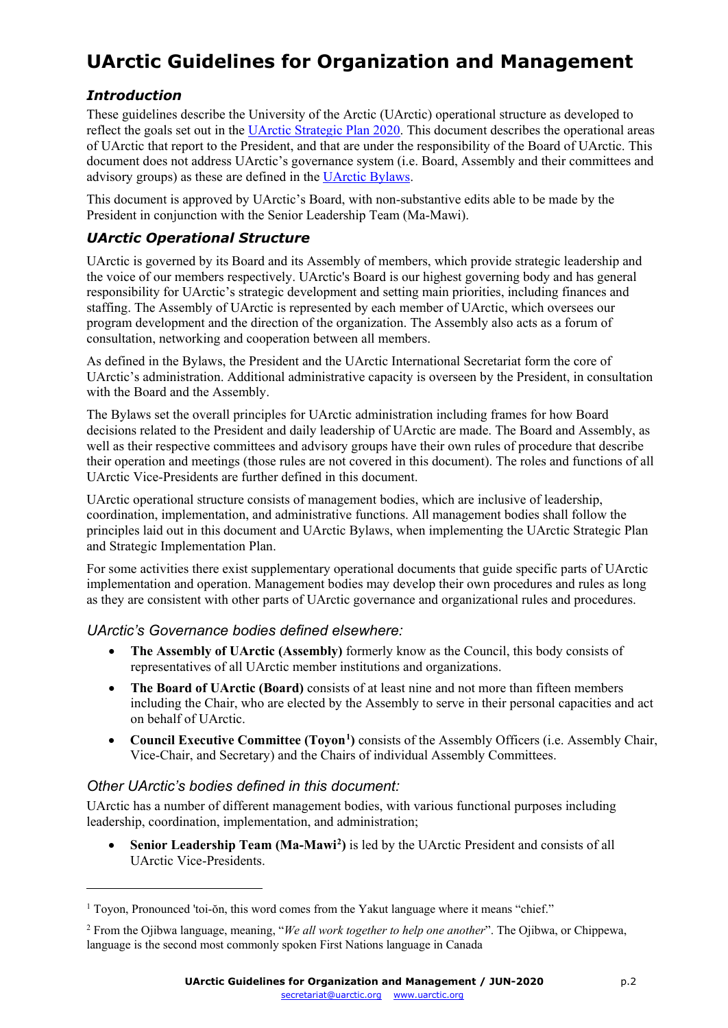# UArctic Guidelines for Organization and Management

## *Introduction*

These guidelines describe the University of the Arctic (UArctic) operational structure as developed to reflect the goals set out in the UArctic Strategic Plan 2020. This document describes the operational areas of UArctic that report to the President, and that are under the responsibility of the Board of UArctic. This document does not address UArctic's governance system (i.e. Board, Assembly and their committees and advisory groups) as these are defined in the UArctic Bylaws.

This document is approved by UArctic's Board, with non-substantive edits able to be made by the President in conjunction with the Senior Leadership Team (Ma-Mawi).

## *UArctic Operational Structure*

UArctic is governed by its Board and its Assembly of members, which provide strategic leadership and the voice of our members respectively. UArctic's Board is our highest governing body and has general responsibility for UArctic's strategic development and setting main priorities, including finances and staffing. The Assembly of UArctic is represented by each member of UArctic, which oversees our program development and the direction of the organization. The Assembly also acts as a forum of consultation, networking and cooperation between all members.

As defined in the Bylaws, the President and the UArctic International Secretariat form the core of UArctic's administration. Additional administrative capacity is overseen by the President, in consultation with the Board and the Assembly.

The Bylaws set the overall principles for UArctic administration including frames for how Board decisions related to the President and daily leadership of UArctic are made. The Board and Assembly, as well as their respective committees and advisory groups have their own rules of procedure that describe their operation and meetings (those rules are not covered in this document). The roles and functions of all UArctic Vice-Presidents are further defined in this document.

UArctic operational structure consists of management bodies, which are inclusive of leadership, coordination, implementation, and administrative functions. All management bodies shall follow the principles laid out in this document and UArctic Bylaws, when implementing the UArctic Strategic Plan and Strategic Implementation Plan.

For some activities there exist supplementary operational documents that guide specific parts of UArctic implementation and operation. Management bodies may develop their own procedures and rules as long as they are consistent with other parts of UArctic governance and organizational rules and procedures.

### *UArctic's Governance bodies defined elsewhere:*

- **The Assembly of UArctic (Assembly)** formerly know as the Council, this body consists of representatives of all UArctic member institutions and organizations.
- **The Board of UArctic (Board)** consists of at least nine and not more than fifteen members including the Chair, who are elected by the Assembly to serve in their personal capacities and act on behalf of UArctic.
- **Council Executive Committee (Toyon[1])** consists of the Assembly Officers (i.e. Assembly Chair, Vice-Chair, and Secretary) and the Chairs of individual Assembly Committees.

### *Other UArctic's bodies defined in this document:*

UArctic has a number of different management bodies, with various functional purposes including leadership, coordination, implementation, and administration;

- **Senior Leadership Team (Ma-Mawi[2])** is led by the UArctic President and consists of all UArctic Vice-Presidents.

---

[1] Toyon, Pronounced 'toi-ŏn, this word comes from the Yakut language where it means "chief."

[2] From the Ojibwa language, meaning, "*We all work together to help one another*". The Ojibwa, or Chippewa, language is the second most commonly spoken First Nations language in Canada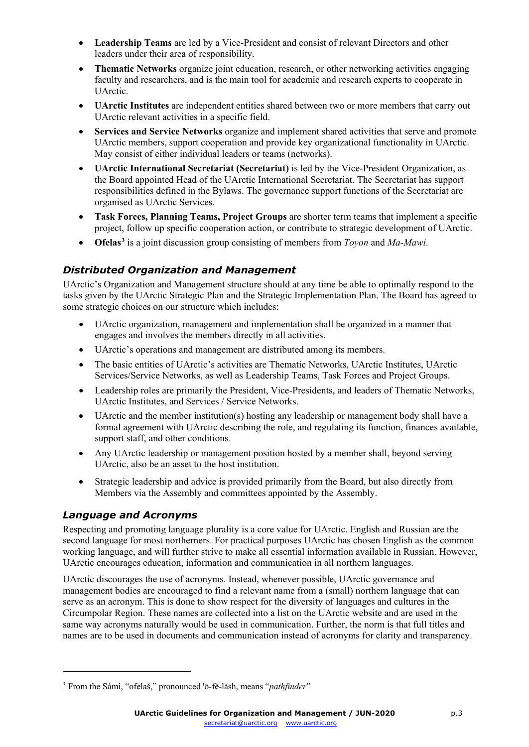- **Leadership Teams** are led by a Vice-President and consist of relevant Directors and other leaders under their area of responsibility.
- **Thematic Networks** organize joint education, research, or other networking activities engaging faculty and researchers, and is the main tool for academic and research experts to cooperate in UArctic.
- **UArctic Institutes** are independent entities shared between two or more members that carry out UArctic relevant activities in a specific field.
- **Services and Service Networks** organize and implement shared activities that serve and promote UArctic members, support cooperation and provide key organizational functionality in UArctic. May consist of either individual leaders or teams (networks).
- **UArctic International Secretariat (Secretariat)** is led by the Vice-President Organization, as the Board appointed Head of the UArctic International Secretariat. The Secretariat has support responsibilities defined in the Bylaws. The governance support functions of the Secretariat are organised as UArctic Services.
- **Task Forces, Planning Teams, Project Groups** are shorter term teams that implement a specific project, follow up specific cooperation action, or contribute to strategic development of UArctic.
- **Ofelas**[3] is a joint discussion group consisting of members from *Toyon* and *Ma-Mawi*.

### *Distributed Organization and Management*

UArctic's Organization and Management structure should at any time be able to optimally respond to the tasks given by the UArctic Strategic Plan and the Strategic Implementation Plan. The Board has agreed to some strategic choices on our structure which includes:

- UArctic organization, management and implementation shall be organized in a manner that engages and involves the members directly in all activities.
- UArctic's operations and management are distributed among its members.
- The basic entities of UArctic's activities are Thematic Networks, UArctic Institutes, UArctic Services/Service Networks, as well as Leadership Teams, Task Forces and Project Groups.
- Leadership roles are primarily the President, Vice-Presidents, and leaders of Thematic Networks, UArctic Institutes, and Services / Service Networks.
- UArctic and the member institution(s) hosting any leadership or management body shall have a formal agreement with UArctic describing the role, and regulating its function, finances available, support staff, and other conditions.
- Any UArctic leadership or management position hosted by a member shall, beyond serving UArctic, also be an asset to the host institution.
- Strategic leadership and advice is provided primarily from the Board, but also directly from Members via the Assembly and committees appointed by the Assembly.

### *Language and Acronyms*

Respecting and promoting language plurality is a core value for UArctic. English and Russian are the second language for most northerners. For practical purposes UArctic has chosen English as the common working language, and will further strive to make all essential information available in Russian. However, UArctic encourages education, information and communication in all northern languages.

UArctic discourages the use of acronyms. Instead, whenever possible, UArctic governance and management bodies are encouraged to find a relevant name from a (small) northern language that can serve as an acronym. This is done to show respect for the diversity of languages and cultures in the Circumpolar Region. These names are collected into a list on the UArctic website and are used in the same way acronyms naturally would be used in communication. Further, the norm is that full titles and names are to be used in documents and communication instead of acronyms for clarity and transparency.

---

[3] From the Sámi, "ofelaš," pronounced 'ō-fĕ-lăsh, means "*pathfinder*"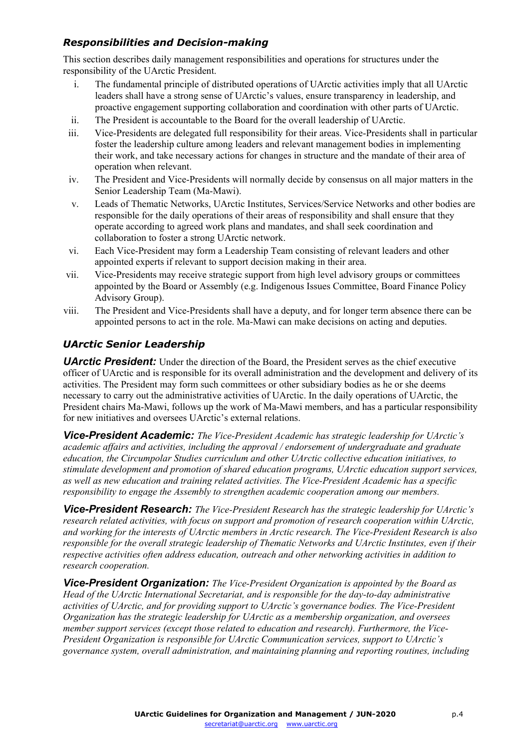### *Responsibilities and Decision-making*

This section describes daily management responsibilities and operations for structures under the responsibility of the UArctic President.

i. The fundamental principle of distributed operations of UArctic activities imply that all UArctic leaders shall have a strong sense of UArctic's values, ensure transparency in leadership, and proactive engagement supporting collaboration and coordination with other parts of UArctic.
ii. The President is accountable to the Board for the overall leadership of UArctic.
iii. Vice-Presidents are delegated full responsibility for their areas. Vice-Presidents shall in particular foster the leadership culture among leaders and relevant management bodies in implementing their work, and take necessary actions for changes in structure and the mandate of their area of operation when relevant.
iv. The President and Vice-Presidents will normally decide by consensus on all major matters in the Senior Leadership Team (Ma-Mawi).
v. Leads of Thematic Networks, UArctic Institutes, Services/Service Networks and other bodies are responsible for the daily operations of their areas of responsibility and shall ensure that they operate according to agreed work plans and mandates, and shall seek coordination and collaboration to foster a strong UArctic network.
vi. Each Vice-President may form a Leadership Team consisting of relevant leaders and other appointed experts if relevant to support decision making in their area.
vii. Vice-Presidents may receive strategic support from high level advisory groups or committees appointed by the Board or Assembly (e.g. Indigenous Issues Committee, Board Finance Policy Advisory Group).
viii. The President and Vice-Presidents shall have a deputy, and for longer term absence there can be appointed persons to act in the role. Ma-Mawi can make decisions on acting and deputies.

### *UArctic Senior Leadership*

***UArctic President:*** Under the direction of the Board, the President serves as the chief executive officer of UArctic and is responsible for its overall administration and the development and delivery of its activities. The President may form such committees or other subsidiary bodies as he or she deems necessary to carry out the administrative activities of UArctic. In the daily operations of UArctic, the President chairs Ma-Mawi, follows up the work of Ma-Mawi members, and has a particular responsibility for new initiatives and oversees UArctic's external relations.

***Vice-President Academic:*** *The Vice-President Academic has strategic leadership for UArctic's academic affairs and activities, including the approval / endorsement of undergraduate and graduate education, the Circumpolar Studies curriculum and other UArctic collective education initiatives, to stimulate development and promotion of shared education programs, UArctic education support services, as well as new education and training related activities. The Vice-President Academic has a specific responsibility to engage the Assembly to strengthen academic cooperation among our members.*

***Vice-President Research:*** *The Vice-President Research has the strategic leadership for UArctic's research related activities, with focus on support and promotion of research cooperation within UArctic, and working for the interests of UArctic members in Arctic research. The Vice-President Research is also responsible for the overall strategic leadership of Thematic Networks and UArctic Institutes, even if their respective activities often address education, outreach and other networking activities in addition to research cooperation.*

***Vice-President Organization:*** *The Vice-President Organization is appointed by the Board as Head of the UArctic International Secretariat, and is responsible for the day-to-day administrative activities of UArctic, and for providing support to UArctic's governance bodies. The Vice-President Organization has the strategic leadership for UArctic as a membership organization, and oversees member support services (except those related to education and research). Furthermore, the Vice-President Organization is responsible for UArctic Communication services, support to UArctic's governance system, overall administration, and maintaining planning and reporting routines, including*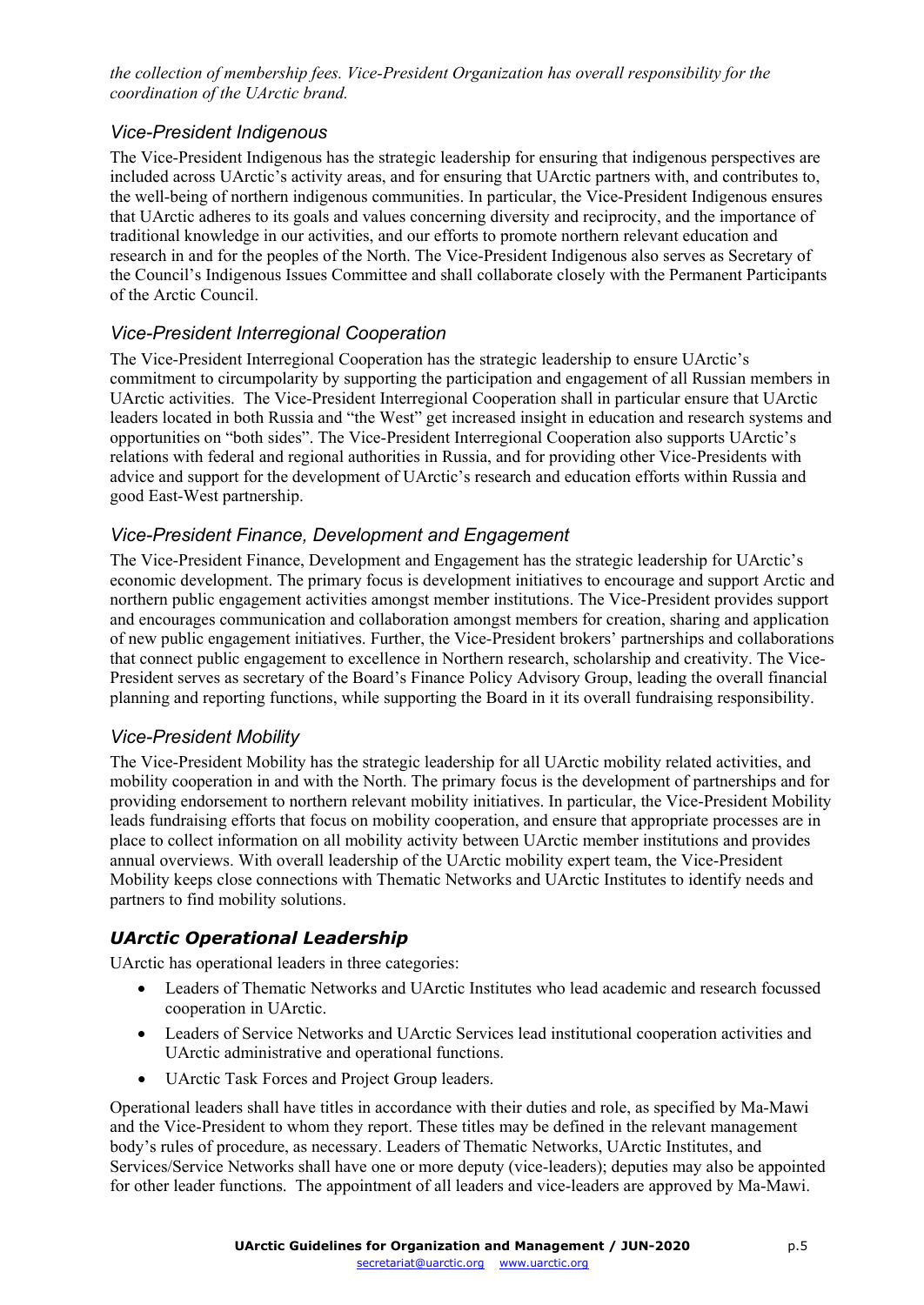*the collection of membership fees. Vice-President Organization has overall responsibility for the coordination of the UArctic brand.*

### Vice-President Indigenous

The Vice-President Indigenous has the strategic leadership for ensuring that indigenous perspectives are included across UArctic's activity areas, and for ensuring that UArctic partners with, and contributes to, the well-being of northern indigenous communities. In particular, the Vice-President Indigenous ensures that UArctic adheres to its goals and values concerning diversity and reciprocity, and the importance of traditional knowledge in our activities, and our efforts to promote northern relevant education and research in and for the peoples of the North. The Vice-President Indigenous also serves as Secretary of the Council's Indigenous Issues Committee and shall collaborate closely with the Permanent Participants of the Arctic Council.

### Vice-President Interregional Cooperation

The Vice-President Interregional Cooperation has the strategic leadership to ensure UArctic's commitment to circumpolarity by supporting the participation and engagement of all Russian members in UArctic activities. The Vice-President Interregional Cooperation shall in particular ensure that UArctic leaders located in both Russia and "the West" get increased insight in education and research systems and opportunities on "both sides". The Vice-President Interregional Cooperation also supports UArctic's relations with federal and regional authorities in Russia, and for providing other Vice-Presidents with advice and support for the development of UArctic's research and education efforts within Russia and good East-West partnership.

### Vice-President Finance, Development and Engagement

The Vice-President Finance, Development and Engagement has the strategic leadership for UArctic's economic development. The primary focus is development initiatives to encourage and support Arctic and northern public engagement activities amongst member institutions. The Vice-President provides support and encourages communication and collaboration amongst members for creation, sharing and application of new public engagement initiatives. Further, the Vice-President brokers' partnerships and collaborations that connect public engagement to excellence in Northern research, scholarship and creativity. The Vice-President serves as secretary of the Board's Finance Policy Advisory Group, leading the overall financial planning and reporting functions, while supporting the Board in it its overall fundraising responsibility.

### Vice-President Mobility

The Vice-President Mobility has the strategic leadership for all UArctic mobility related activities, and mobility cooperation in and with the North. The primary focus is the development of partnerships and for providing endorsement to northern relevant mobility initiatives. In particular, the Vice-President Mobility leads fundraising efforts that focus on mobility cooperation, and ensure that appropriate processes are in place to collect information on all mobility activity between UArctic member institutions and provides annual overviews. With overall leadership of the UArctic mobility expert team, the Vice-President Mobility keeps close connections with Thematic Networks and UArctic Institutes to identify needs and partners to find mobility solutions.

## *UArctic Operational Leadership*

UArctic has operational leaders in three categories:

- Leaders of Thematic Networks and UArctic Institutes who lead academic and research focussed cooperation in UArctic.
- Leaders of Service Networks and UArctic Services lead institutional cooperation activities and UArctic administrative and operational functions.
- UArctic Task Forces and Project Group leaders.

Operational leaders shall have titles in accordance with their duties and role, as specified by Ma-Mawi and the Vice-President to whom they report. These titles may be defined in the relevant management body's rules of procedure, as necessary. Leaders of Thematic Networks, UArctic Institutes, and Services/Service Networks shall have one or more deputy (vice-leaders); deputies may also be appointed for other leader functions. The appointment of all leaders and vice-leaders are approved by Ma-Mawi.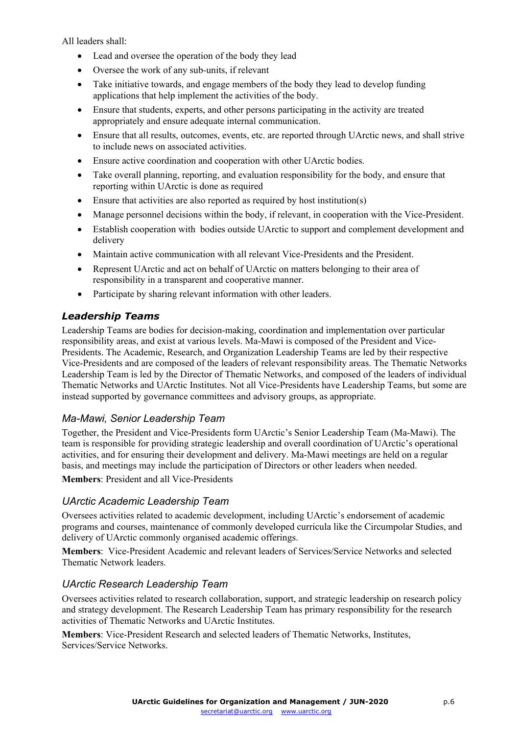All leaders shall:

- Lead and oversee the operation of the body they lead
- Oversee the work of any sub-units, if relevant
- Take initiative towards, and engage members of the body they lead to develop funding applications that help implement the activities of the body.
- Ensure that students, experts, and other persons participating in the activity are treated appropriately and ensure adequate internal communication.
- Ensure that all results, outcomes, events, etc. are reported through UArctic news, and shall strive to include news on associated activities.
- Ensure active coordination and cooperation with other UArctic bodies.
- Take overall planning, reporting, and evaluation responsibility for the body, and ensure that reporting within UArctic is done as required
- Ensure that activities are also reported as required by host institution(s)
- Manage personnel decisions within the body, if relevant, in cooperation with the Vice-President.
- Establish cooperation with bodies outside UArctic to support and complement development and delivery
- Maintain active communication with all relevant Vice-Presidents and the President.
- Represent UArctic and act on behalf of UArctic on matters belonging to their area of responsibility in a transparent and cooperative manner.
- Participate by sharing relevant information with other leaders.

## *Leadership Teams*

Leadership Teams are bodies for decision-making, coordination and implementation over particular responsibility areas, and exist at various levels. Ma-Mawi is composed of the President and Vice-Presidents. The Academic, Research, and Organization Leadership Teams are led by their respective Vice-Presidents and are composed of the leaders of relevant responsibility areas. The Thematic Networks Leadership Team is led by the Director of Thematic Networks, and composed of the leaders of individual Thematic Networks and UArctic Institutes. Not all Vice-Presidents have Leadership Teams, but some are instead supported by governance committees and advisory groups, as appropriate.

### *Ma-Mawi, Senior Leadership Team*

Together, the President and Vice-Presidents form UArctic's Senior Leadership Team (Ma-Mawi). The team is responsible for providing strategic leadership and overall coordination of UArctic's operational activities, and for ensuring their development and delivery. Ma-Mawi meetings are held on a regular basis, and meetings may include the participation of Directors or other leaders when needed.

**Members**: President and all Vice-Presidents

### *UArctic Academic Leadership Team*

Oversees activities related to academic development, including UArctic's endorsement of academic programs and courses, maintenance of commonly developed curricula like the Circumpolar Studies, and delivery of UArctic commonly organised academic offerings.

**Members**: Vice-President Academic and relevant leaders of Services/Service Networks and selected Thematic Network leaders.

### *UArctic Research Leadership Team*

Oversees activities related to research collaboration, support, and strategic leadership on research policy and strategy development. The Research Leadership Team has primary responsibility for the research activities of Thematic Networks and UArctic Institutes.

**Members**: Vice-President Research and selected leaders of Thematic Networks, Institutes, Services/Service Networks.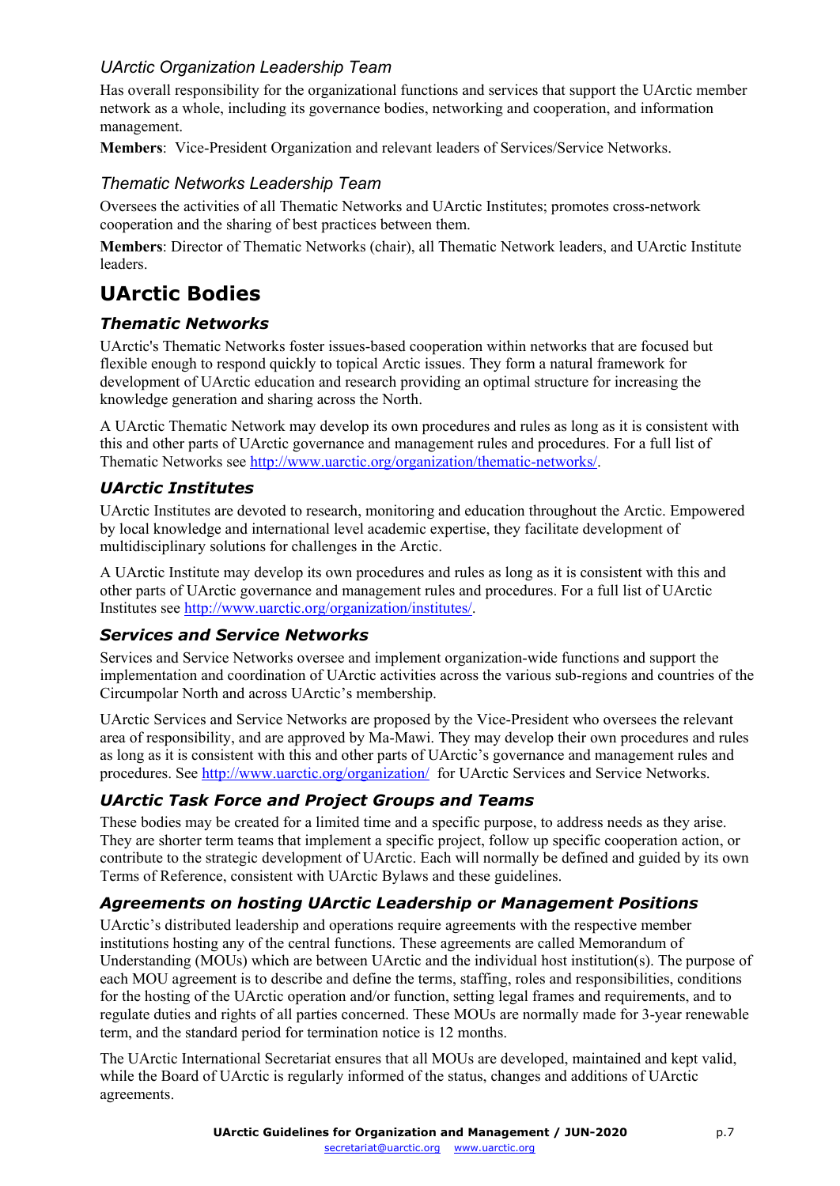### *UArctic Organization Leadership Team*

Has overall responsibility for the organizational functions and services that support the UArctic member network as a whole, including its governance bodies, networking and cooperation, and information management.

**Members**: Vice-President Organization and relevant leaders of Services/Service Networks.

### *Thematic Networks Leadership Team*

Oversees the activities of all Thematic Networks and UArctic Institutes; promotes cross-network cooperation and the sharing of best practices between them.

**Members**: Director of Thematic Networks (chair), all Thematic Network leaders, and UArctic Institute leaders.

# UArctic Bodies

## *Thematic Networks*

UArctic's Thematic Networks foster issues-based cooperation within networks that are focused but flexible enough to respond quickly to topical Arctic issues. They form a natural framework for development of UArctic education and research providing an optimal structure for increasing the knowledge generation and sharing across the North.

A UArctic Thematic Network may develop its own procedures and rules as long as it is consistent with this and other parts of UArctic governance and management rules and procedures. For a full list of Thematic Networks see http://www.uarctic.org/organization/thematic-networks/.

## *UArctic Institutes*

UArctic Institutes are devoted to research, monitoring and education throughout the Arctic. Empowered by local knowledge and international level academic expertise, they facilitate development of multidisciplinary solutions for challenges in the Arctic.

A UArctic Institute may develop its own procedures and rules as long as it is consistent with this and other parts of UArctic governance and management rules and procedures. For a full list of UArctic Institutes see http://www.uarctic.org/organization/institutes/.

## *Services and Service Networks*

Services and Service Networks oversee and implement organization-wide functions and support the implementation and coordination of UArctic activities across the various sub-regions and countries of the Circumpolar North and across UArctic's membership.

UArctic Services and Service Networks are proposed by the Vice-President who oversees the relevant area of responsibility, and are approved by Ma-Mawi. They may develop their own procedures and rules as long as it is consistent with this and other parts of UArctic's governance and management rules and procedures. See http://www.uarctic.org/organization/ for UArctic Services and Service Networks.

## *UArctic Task Force and Project Groups and Teams*

These bodies may be created for a limited time and a specific purpose, to address needs as they arise. They are shorter term teams that implement a specific project, follow up specific cooperation action, or contribute to the strategic development of UArctic. Each will normally be defined and guided by its own Terms of Reference, consistent with UArctic Bylaws and these guidelines.

## *Agreements on hosting UArctic Leadership or Management Positions*

UArctic's distributed leadership and operations require agreements with the respective member institutions hosting any of the central functions. These agreements are called Memorandum of Understanding (MOUs) which are between UArctic and the individual host institution(s). The purpose of each MOU agreement is to describe and define the terms, staffing, roles and responsibilities, conditions for the hosting of the UArctic operation and/or function, setting legal frames and requirements, and to regulate duties and rights of all parties concerned. These MOUs are normally made for 3-year renewable term, and the standard period for termination notice is 12 months.

The UArctic International Secretariat ensures that all MOUs are developed, maintained and kept valid, while the Board of UArctic is regularly informed of the status, changes and additions of UArctic agreements.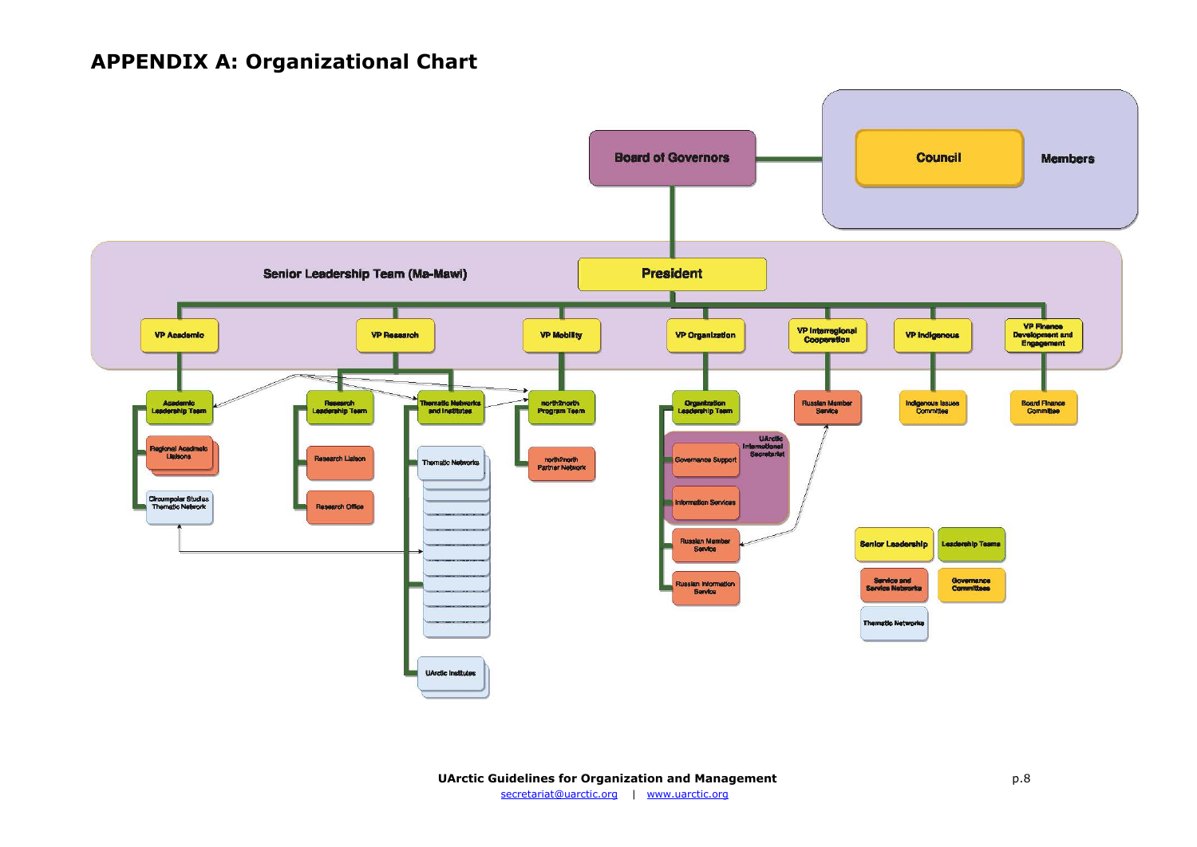## APPENDIX A: Organizational Chart

Board of Governors

Council

Members

Senior Leadership Team (Ma-Mawi)

President

VP Academic

VP Research

VP Mobility

VP Organization

VP Interregional Cooperation

VP Indigenous

VP Finance Development and Engagement

Academic Leadership Team

Regional Academic Liaisons

Circumpolar Studies Thematic Network

Research Leadership Team

Research Liaison

Research Office

Thematic Networks and Institutes

Thematic Networks

UArctic Institutes

north2north Program Team

north2north Partner Network

Organization Leadership Team

UArctic International Secretariat

Governance Support

Information Services

Russian Member Service

Russian Information Service

Russian Member Service

Indigenous Issues Committee

Board Finance Committee

Senior Leadership

Leadership Teams

Service and Service Networks

Governance Committees

Thematic Networks

UArctic Guidelines for Organization and Management

secretariat@uarctic.org | www.uarctic.org